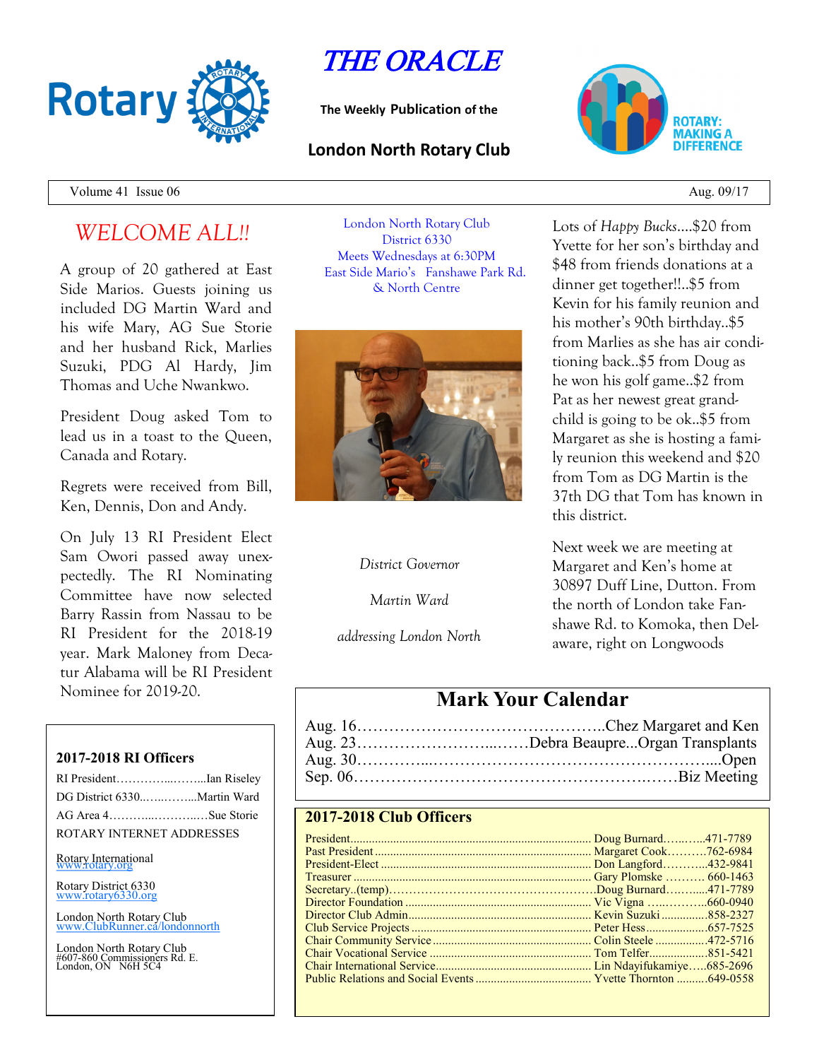# THE ORACLE

**The Weekly Publication of the**

## London North Rotary Club

Volume 41 Issue 06 — Aug. 09/17

## *WELCOME ALL!!*

A group of 20 gathered at East Side Marios. Guests joining us included DG Martin Ward and his wife Mary, AG Sue Storie and her husband Rick, Marlies Suzuki, PDG Al Hardy, Jim Thomas and Uche Nwankwo.

President Doug asked Tom to lead us in a toast to the Queen, Canada and Rotary.

Regrets were received from Bill, Ken, Dennis, Don and Andy.

On July 13 RI President Elect Sam Owori passed away unexpectedly. The RI Nominating Committee have now selected Barry Rassin from Nassau to be RI President for the 2018-19 year. Mark Maloney from Decatur Alabama will be RI President Nominee for 2019-20.

London North Rotary Club
District 6330
Meets Wednesdays at 6:30PM
East Side Mario's Fanshawe Park Rd. & North Centre

*District Governor*

*Martin Ward*

*addressing London North*

Lots of *Happy Bucks*....$20 from Yvette for her son's birthday and $48 from friends donations at a dinner get together!!..$5 from Kevin for his family reunion and his mother's 90th birthday..$5 from Marlies as she has air conditioning back..$5 from Doug as he won his golf game..$2 from Pat as her newest great grandchild is going to be ok..$5 from Margaret as she is hosting a family reunion this weekend and $20 from Tom as DG Martin is the 37th DG that Tom has known in this district.

Next week we are meeting at Margaret and Ken's home at 30897 Duff Line, Dutton. From the north of London take Fanshawe Rd. to Komoka, then Delaware, right on Longwoods

### Mark Your Calendar

Aug. 16…………………………………………Chez Margaret and Ken
Aug. 23………………………...……Debra Beaupre...Organ Transplants
Aug. 30…………...……………………………………………...Open
Sep. 06……………………………………………….……Biz Meeting

### 2017-2018 RI Officers

RI President…………...……...Ian Riseley
DG District 6330..…..……...Martin Ward
AG Area 4………...…………Sue Storie

ROTARY INTERNET ADDRESSES

Rotary International
www.rotary.org

Rotary District 6330
www.rotary6330.org

London North Rotary Club
www.ClubRunner.ca/londonnorth

London North Rotary Club
#607-860 Commissioners Rd. E.
London, ON N6H 5C4

### 2017-2018 Club Officers

| Position | Name | Phone |
|---|---|---|
| President | Doug Burnard | 471-7789 |
| Past President | Margaret Cook | 762-6984 |
| President-Elect | Don Langford | 432-9841 |
| Treasurer | Gary Plomske | 660-1463 |
| Secretary..(temp) | Doug Burnard | 471-7789 |
| Director Foundation | Vic Vigna | 660-0940 |
| Director Club Admin | Kevin Suzuki | 858-2327 |
| Club Service Projects | Peter Hess | 657-7525 |
| Chair Community Service | Colin Steele | 472-5716 |
| Chair Vocational Service | Tom Telfer | 851-5421 |
| Chair International Service | Lin Ndayifukamiye | 685-2696 |
| Public Relations and Social Events | Yvette Thornton | 649-0558 |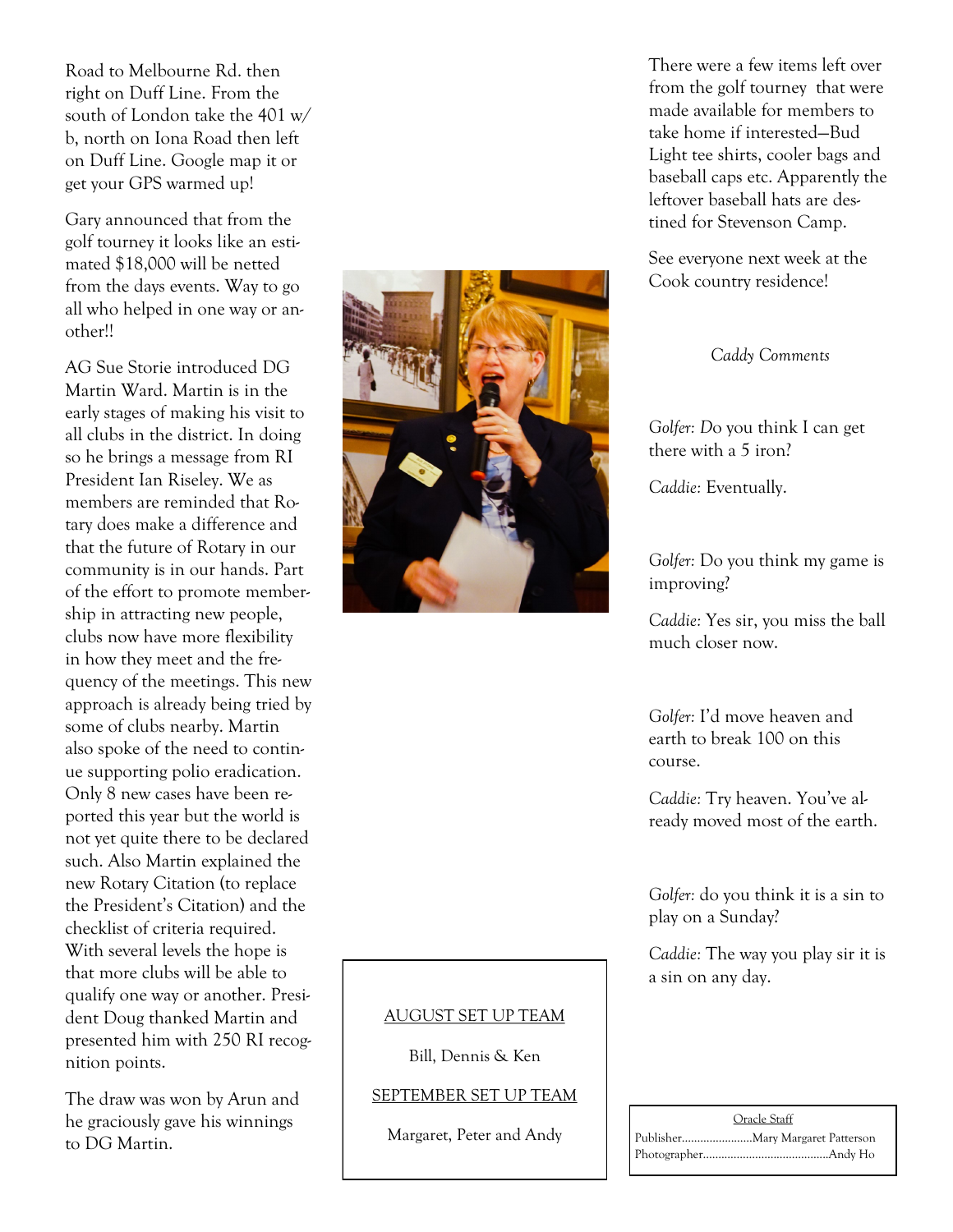Road to Melbourne Rd. then right on Duff Line. From the south of London take the 401 w/b, north on Iona Road then left on Duff Line. Google map it or get your GPS warmed up!

Gary announced that from the golf tourney it looks like an estimated $18,000 will be netted from the days events. Way to go all who helped in one way or another!!

AG Sue Storie introduced DG Martin Ward. Martin is in the early stages of making his visit to all clubs in the district. In doing so he brings a message from RI President Ian Riseley. We as members are reminded that Rotary does make a difference and that the future of Rotary in our community is in our hands. Part of the effort to promote membership in attracting new people, clubs now have more flexibility in how they meet and the frequency of the meetings. This new approach is already being tried by some of clubs nearby. Martin also spoke of the need to continue supporting polio eradication. Only 8 new cases have been reported this year but the world is not yet quite there to be declared such. Also Martin explained the new Rotary Citation (to replace the President's Citation) and the checklist of criteria required. With several levels the hope is that more clubs will be able to qualify one way or another. President Doug thanked Martin and presented him with 250 RI recognition points.

The draw was won by Arun and he graciously gave his winnings to DG Martin.

AUGUST SET UP TEAM

Bill, Dennis & Ken

SEPTEMBER SET UP TEAM

Margaret, Peter and Andy

There were a few items left over from the golf tourney that were made available for members to take home if interested—Bud Light tee shirts, cooler bags and baseball caps etc. Apparently the leftover baseball hats are destined for Stevenson Camp.

See everyone next week at the Cook country residence!

*Caddy Comments*

*Golfer: Do* you think I can get there with a 5 iron?

*Caddie:* Eventually.

*Golfer:* Do you think my game is improving?

*Caddie:* Yes sir, you miss the ball much closer now.

*Golfer:* I'd move heaven and earth to break 100 on this course.

*Caddie*: Try heaven. You've already moved most of the earth.

*Golfer*: do you think it is a sin to play on a Sunday?

*Caddie:* The way you play sir it is a sin on any day.

Oracle Staff

Publisher.......................Mary Margaret Patterson
Photographer.........................................Andy Ho